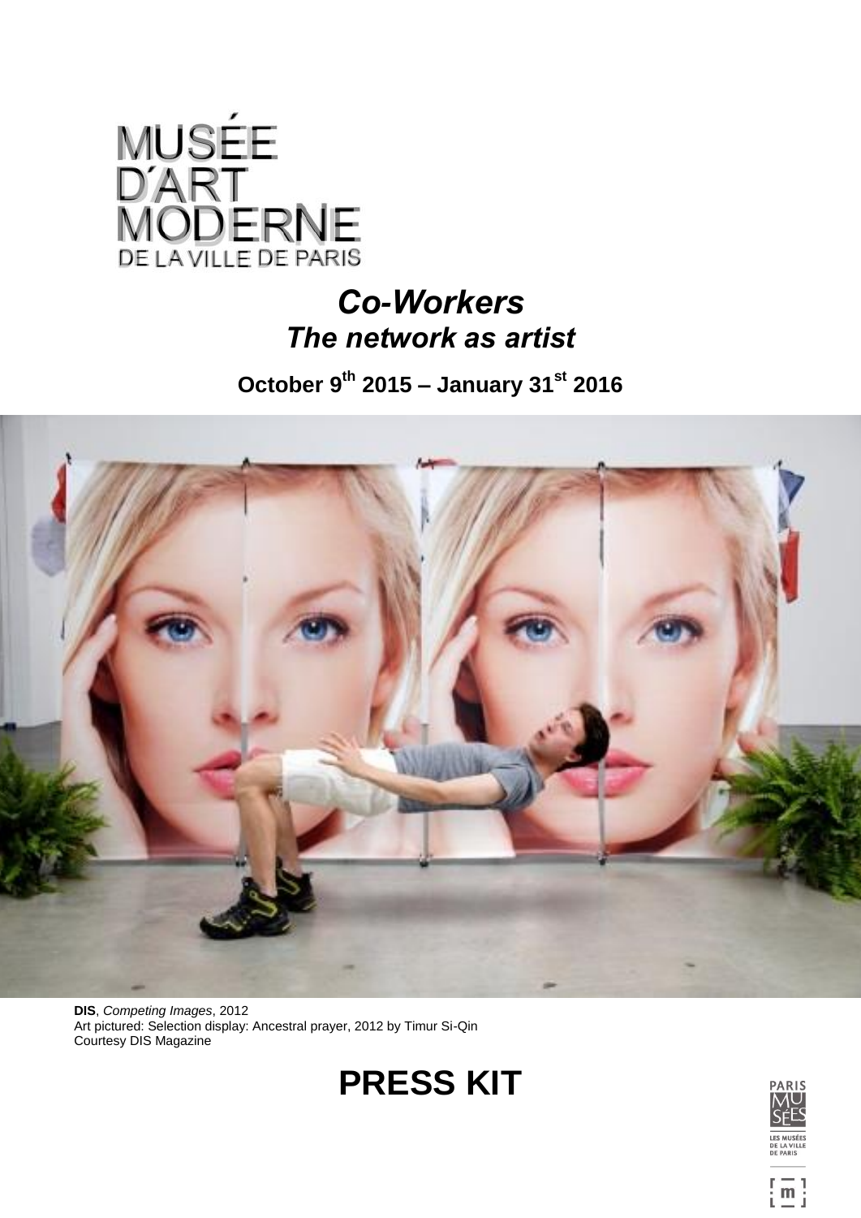MUSÉE D'ART MODERNE DE LA VILLE DE PARIS

# *Co-Workers*
## *The network as artist*

**October 9th 2015 – January 31st 2016**

**DIS**, *Competing Images*, 2012
Art pictured: Selection display: Ancestral prayer, 2012 by Timur Si-Qin
Courtesy DIS Magazine

# PRESS KIT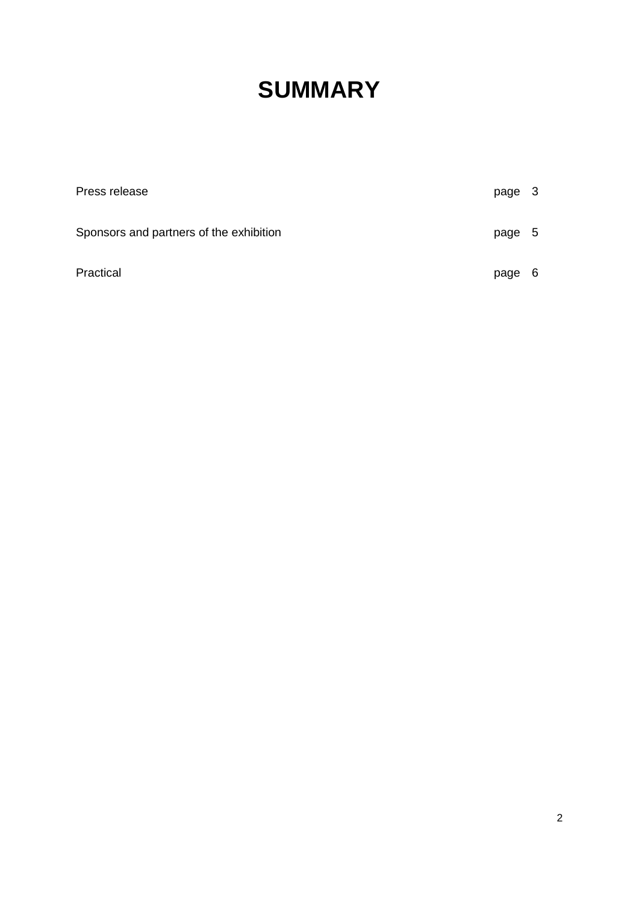# SUMMARY

| | |
|---|---|
| Press release | page 3 |
| Sponsors and partners of the exhibition | page 5 |
| Practical | page 6 |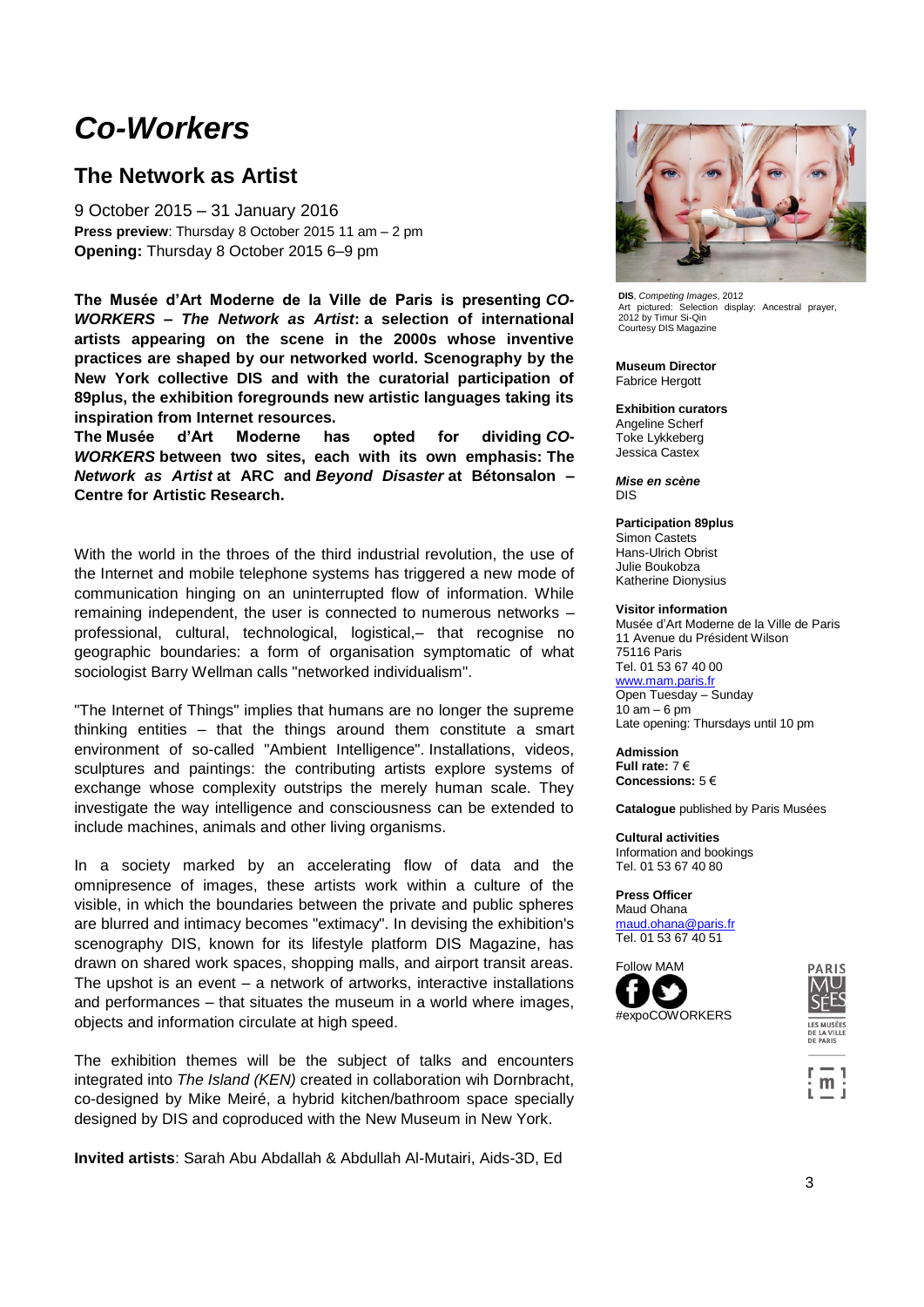# *Co-Workers*

## The Network as Artist

9 October 2015 – 31 January 2016
**Press preview**: Thursday 8 October 2015 11 am – 2 pm
**Opening:** Thursday 8 October 2015 6–9 pm

**The Musée d'Art Moderne de la Ville de Paris is presenting *CO-WORKERS – The Network as Artist*: a selection of international artists appearing on the scene in the 2000s whose inventive practices are shaped by our networked world. Scenography by the New York collective DIS and with the curatorial participation of 89plus, the exhibition foregrounds new artistic languages taking its inspiration from Internet resources.**
**The Musée d'Art Moderne has opted for dividing *CO-WORKERS* between two sites, each with its own emphasis: The *Network as Artist* at ARC and *Beyond Disaster* at Bétonsalon – Centre for Artistic Research.**

With the world in the throes of the third industrial revolution, the use of the Internet and mobile telephone systems has triggered a new mode of communication hinging on an uninterrupted flow of information. While remaining independent, the user is connected to numerous networks – professional, cultural, technological, logistical,– that recognise no geographic boundaries: a form of organisation symptomatic of what sociologist Barry Wellman calls "networked individualism".

"The Internet of Things" implies that humans are no longer the supreme thinking entities – that the things around them constitute a smart environment of so-called "Ambient Intelligence". Installations, videos, sculptures and paintings: the contributing artists explore systems of exchange whose complexity outstrips the merely human scale. They investigate the way intelligence and consciousness can be extended to include machines, animals and other living organisms.

In a society marked by an accelerating flow of data and the omnipresence of images, these artists work within a culture of the visible, in which the boundaries between the private and public spheres are blurred and intimacy becomes "extimacy". In devising the exhibition's scenography DIS, known for its lifestyle platform DIS Magazine, has drawn on shared work spaces, shopping malls, and airport transit areas. The upshot is an event – a network of artworks, interactive installations and performances – that situates the museum in a world where images, objects and information circulate at high speed.

The exhibition themes will be the subject of talks and encounters integrated into *The Island (KEN)* created in collaboration wih Dornbracht, co-designed by Mike Meiré, a hybrid kitchen/bathroom space specially designed by DIS and coproduced with the New Museum in New York.

**Invited artists**: Sarah Abu Abdallah & Abdullah Al-Mutairi, Aids-3D, Ed

**DIS**, *Competing Images*, 2012
Art pictured: Selection display: Ancestral prayer, 2012 by Timur Si-Qin
Courtesy DIS Magazine

**Museum Director**
Fabrice Hergott

**Exhibition curators**
Angeline Scherf
Toke Lykkeberg
Jessica Castex

***Mise en scène***
DIS

**Participation 89plus**
Simon Castets
Hans-Ulrich Obrist
Julie Boukobza
Katherine Dionysius

**Visitor information**
Musée d'Art Moderne de la Ville de Paris
11 Avenue du Président Wilson
75116 Paris
Tel. 01 53 67 40 00
www.mam.paris.fr
Open Tuesday – Sunday
10 am – 6 pm
Late opening: Thursdays until 10 pm

**Admission**
**Full rate:** 7 €
**Concessions:** 5 €

**Catalogue** published by Paris Musées

**Cultural activities**
Information and bookings
Tel. 01 53 67 40 80

**Press Officer**
Maud Ohana
maud.ohana@paris.fr
Tel. 01 53 67 40 51

Follow MAM
#expoCOWORKERS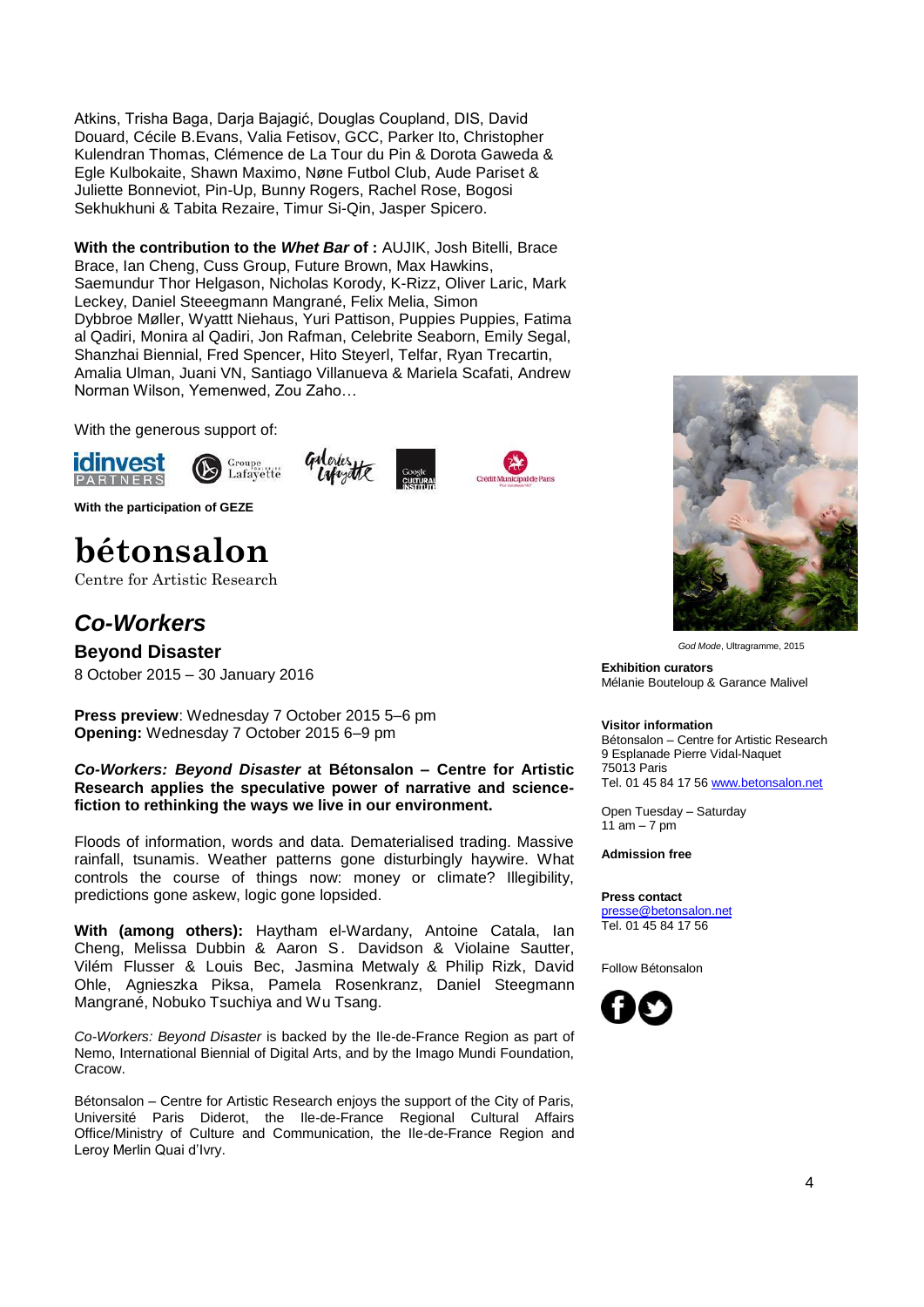Atkins, Trisha Baga, Darja Bajagić, Douglas Coupland, DIS, David Douard, Cécile B.Evans, Valia Fetisov, GCC, Parker Ito, Christopher Kulendran Thomas, Clémence de La Tour du Pin & Dorota Gaweda & Egle Kulbokaite, Shawn Maximo, Nøne Futbol Club, Aude Pariset & Juliette Bonneviot, Pin-Up, Bunny Rogers, Rachel Rose, Bogosi Sekhukhuni & Tabita Rezaire, Timur Si-Qin, Jasper Spicero.

**With the contribution to the *Whet Bar* of :** AUJIK, Josh Bitelli, Brace Brace, Ian Cheng, Cuss Group, Future Brown, Max Hawkins, Saemundur Thor Helgason, Nicholas Korody, K-Rizz, Oliver Laric, Mark Leckey, Daniel Steeegmann Mangrané, Felix Melia, Simon Dybbroe Møller, Wyattt Niehaus, Yuri Pattison, Puppies Puppies, Fatima al Qadiri, Monira al Qadiri, Jon Rafman, Celebrite Seaborn, Emily Segal, Shanzhai Biennial, Fred Spencer, Hito Steyerl, Telfar, Ryan Trecartin, Amalia Ulman, Juani VN, Santiago Villanueva & Mariela Scafati, Andrew Norman Wilson, Yemenwed, Zou Zaho…

With the generous support of:

**With the participation of GEZE**

# bétonsalon

Centre for Artistic Research

## *Co-Workers*

### Beyond Disaster

8 October 2015 – 30 January 2016

**Press preview**: Wednesday 7 October 2015 5–6 pm
**Opening:** Wednesday 7 October 2015 6–9 pm

***Co-Workers: Beyond Disaster* at Bétonsalon – Centre for Artistic Research applies the speculative power of narrative and science-fiction to rethinking the ways we live in our environment.**

Floods of information, words and data. Dematerialised trading. Massive rainfall, tsunamis. Weather patterns gone disturbingly haywire. What controls the course of things now: money or climate? Illegibility, predictions gone askew, logic gone lopsided.

**With (among others):** Haytham el-Wardany, Antoine Catala, Ian Cheng, Melissa Dubbin & Aaron S. Davidson & Violaine Sautter, Vilém Flusser & Louis Bec, Jasmina Metwaly & Philip Rizk, David Ohle, Agnieszka Piksa, Pamela Rosenkranz, Daniel Steegmann Mangrané, Nobuko Tsuchiya and Wu Tsang.

*Co-Workers: Beyond Disaster* is backed by the Ile-de-France Region as part of Nemo, International Biennial of Digital Arts, and by the Imago Mundi Foundation, Cracow.

Bétonsalon – Centre for Artistic Research enjoys the support of the City of Paris, Université Paris Diderot, the Ile-de-France Regional Cultural Affairs Office/Ministry of Culture and Communication, the Ile-de-France Region and Leroy Merlin Quai d'Ivry.

*God Mode*, Ultragramme, 2015

**Exhibition curators**
Mélanie Bouteloup & Garance Malivel

**Visitor information**
Bétonsalon – Centre for Artistic Research
9 Esplanade Pierre Vidal-Naquet
75013 Paris
Tel. 01 45 84 17 56 www.betonsalon.net

Open Tuesday – Saturday
11 am – 7 pm

**Admission free**

**Press contact**
presse@betonsalon.net
Tel. 01 45 84 17 56

Follow Bétonsalon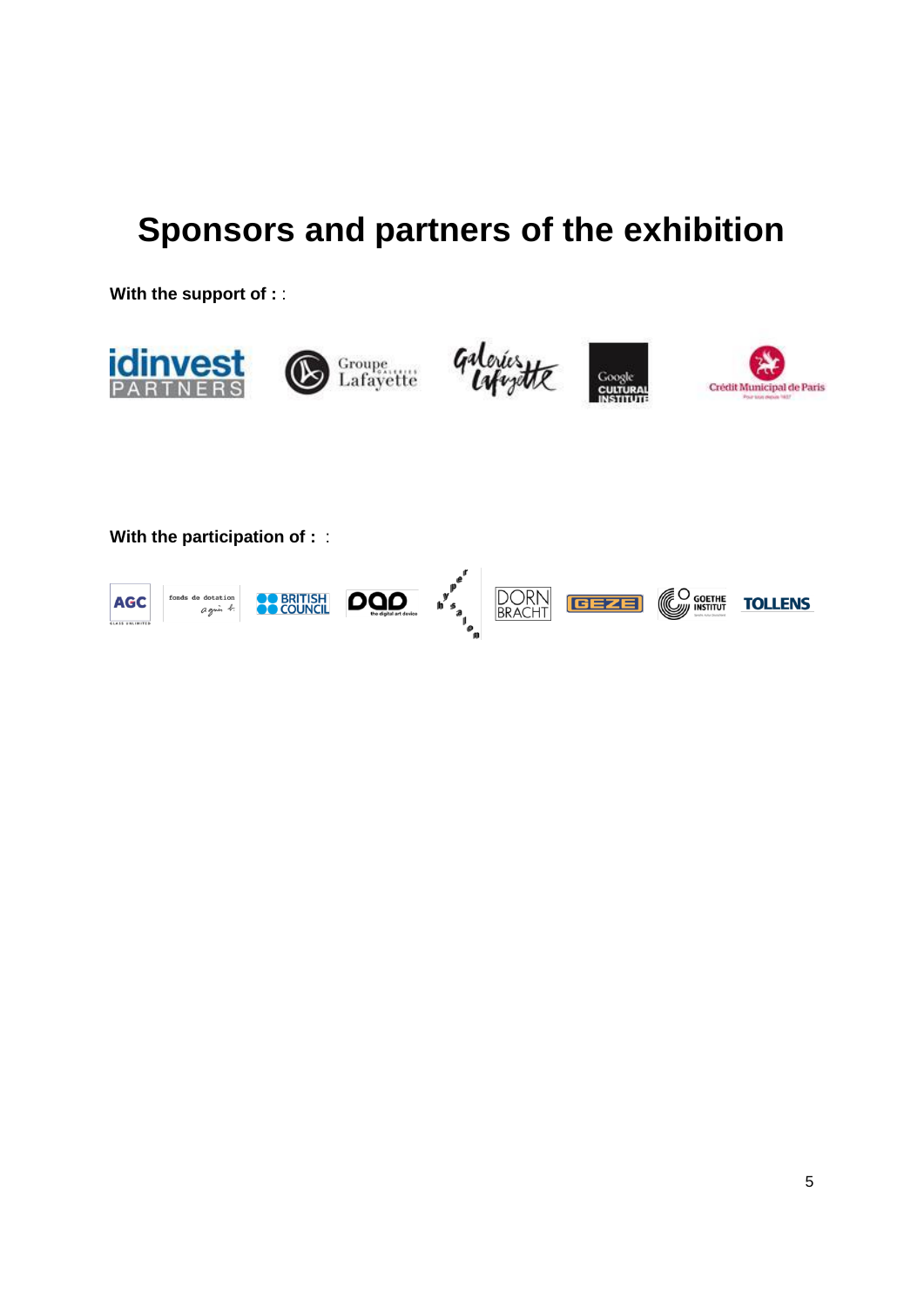# Sponsors and partners of the exhibition

**With the support of :** :

**With the participation of :** :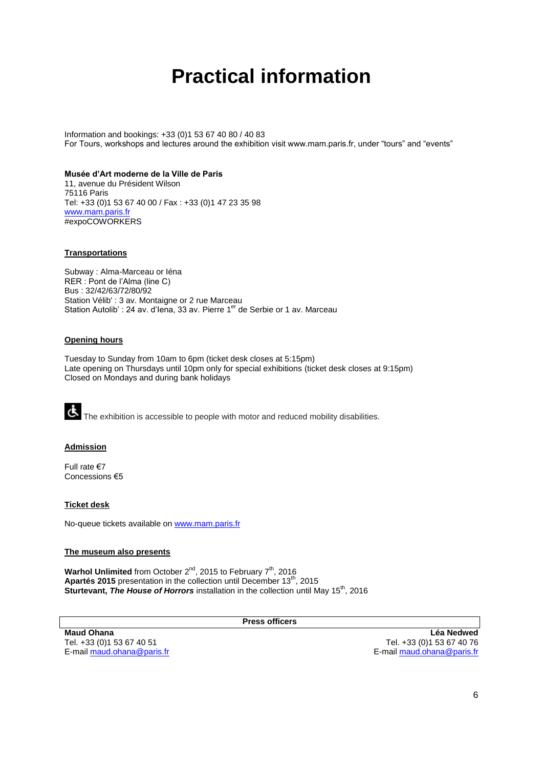# Practical information

Information and bookings: +33 (0)1 53 67 40 80 / 40 83
For Tours, workshops and lectures around the exhibition visit www.mam.paris.fr, under "tours" and "events"

**Musée d'Art moderne de la Ville de Paris**
11, avenue du Président Wilson
75116 Paris
Tel: +33 (0)1 53 67 40 00 / Fax : +33 (0)1 47 23 35 98
www.mam.paris.fr
#expoCOWORKERS

## Transportations

Subway : Alma-Marceau or Iéna
RER : Pont de l'Alma (line C)
Bus : 32/42/63/72/80/92
Station Vélib' : 3 av. Montaigne or 2 rue Marceau
Station Autolib' : 24 av. d'Iena, 33 av. Pierre 1er de Serbie or 1 av. Marceau

## Opening hours

Tuesday to Sunday from 10am to 6pm (ticket desk closes at 5:15pm)
Late opening on Thursdays until 10pm only for special exhibitions (ticket desk closes at 9:15pm)
Closed on Mondays and during bank holidays

The exhibition is accessible to people with motor and reduced mobility disabilities.

## Admission

Full rate €7
Concessions €5

## Ticket desk

No-queue tickets available on www.mam.paris.fr

## The museum also presents

**Warhol Unlimited** from October 2nd, 2015 to February 7th, 2016
**Apartés 2015** presentation in the collection until December 13th, 2015
**Sturtevant, *The House of Horrors*** installation in the collection until May 15th, 2016

**Press officers**

**Maud Ohana**
Tel. +33 (0)1 53 67 40 51
E-mail maud.ohana@paris.fr

**Léa Nedwed**
Tel. +33 (0)1 53 67 40 76
E-mail maud.ohana@paris.fr